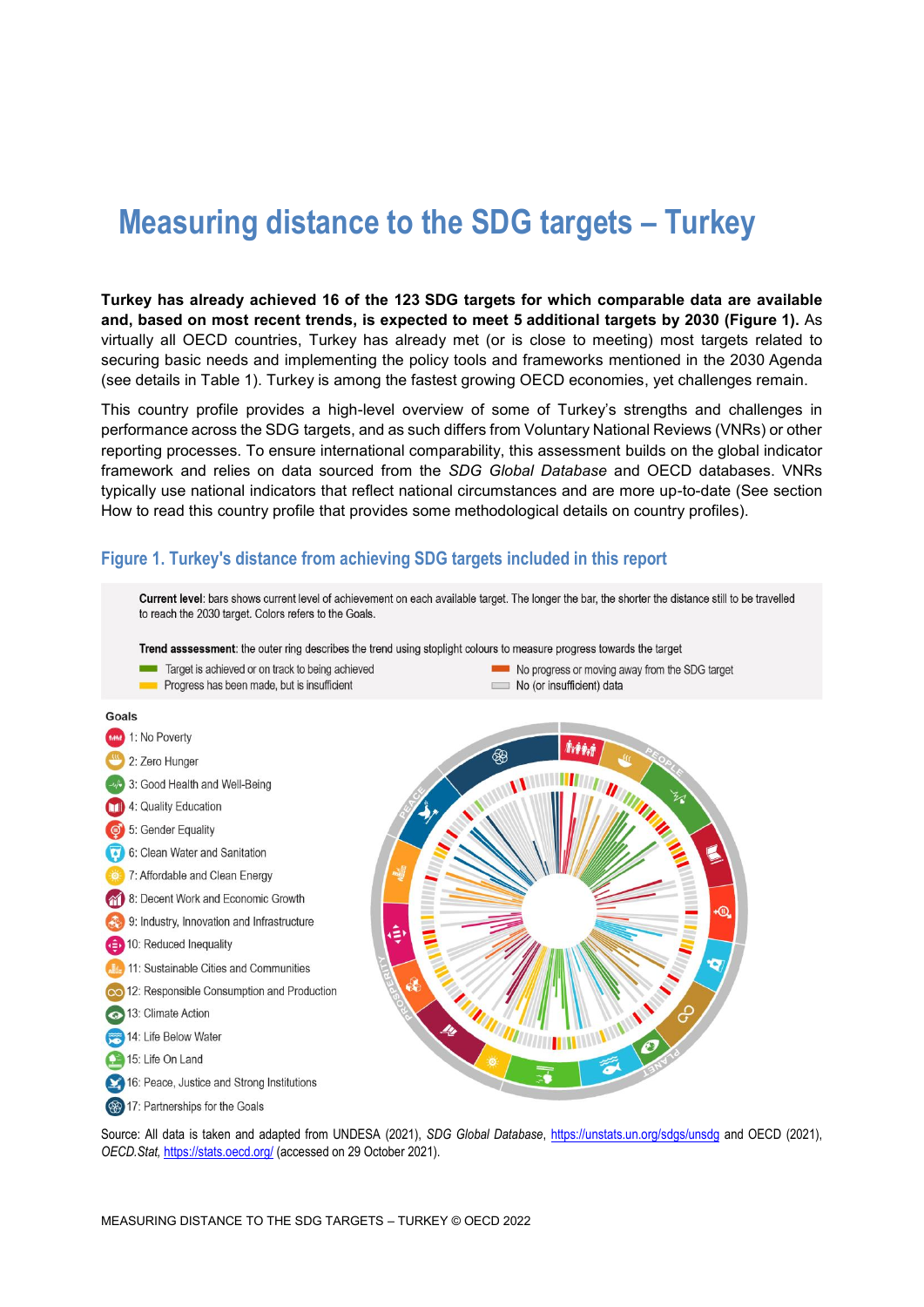# Measuring distance to the SDG targets – Turkey

**Turkey has already achieved 16 of the 123 SDG targets for which comparable data are available and, based on most recent trends, is expected to meet 5 additional targets by 2030 (Figure 1).** As virtually all OECD countries, Turkey has already met (or is close to meeting) most targets related to securing basic needs and implementing the policy tools and frameworks mentioned in the 2030 Agenda (see details in Table 1). Turkey is among the fastest growing OECD economies, yet challenges remain.

This country profile provides a high-level overview of some of Turkey's strengths and challenges in performance across the SDG targets, and as such differs from Voluntary National Reviews (VNRs) or other reporting processes. To ensure international comparability, this assessment builds on the global indicator framework and relies on data sourced from the *SDG Global Database* and OECD databases. VNRs typically use national indicators that reflect national circumstances and are more up-to-date (See section How to read this country profile that provides some methodological details on country profiles).

## Figure 1. Turkey's distance from achieving SDG targets included in this report

**Current level**: bars shows current level of achievement on each available target. The longer the bar, the shorter the distance still to be travelled to reach the 2030 target. Colors refers to the Goals.

**Trend asssessment**: the outer ring describes the trend using stoplight colours to measure progress towards the target

- Target is achieved or on track to being achieved
- Progress has been made, but is insufficient
- No progress or moving away from the SDG target
- No (or insufficient) data

**Goals**

- 1: No Poverty
- 2: Zero Hunger
- 3: Good Health and Well-Being
- 4: Quality Education
- 5: Gender Equality
- 6: Clean Water and Sanitation
- 7: Affordable and Clean Energy
- 8: Decent Work and Economic Growth
- 9: Industry, Innovation and Infrastructure
- 10: Reduced Inequality
- 11: Sustainable Cities and Communities
- 12: Responsible Consumption and Production
- 13: Climate Action
- 14: Life Below Water
- 15: Life On Land
- 16: Peace, Justice and Strong Institutions
- 17: Partnerships for the Goals

Source: All data is taken and adapted from UNDESA (2021), *SDG Global Database*, https://unstats.un.org/sdgs/unsdg and OECD (2021), *OECD.Stat*, https://stats.oecd.org/ (accessed on 29 October 2021).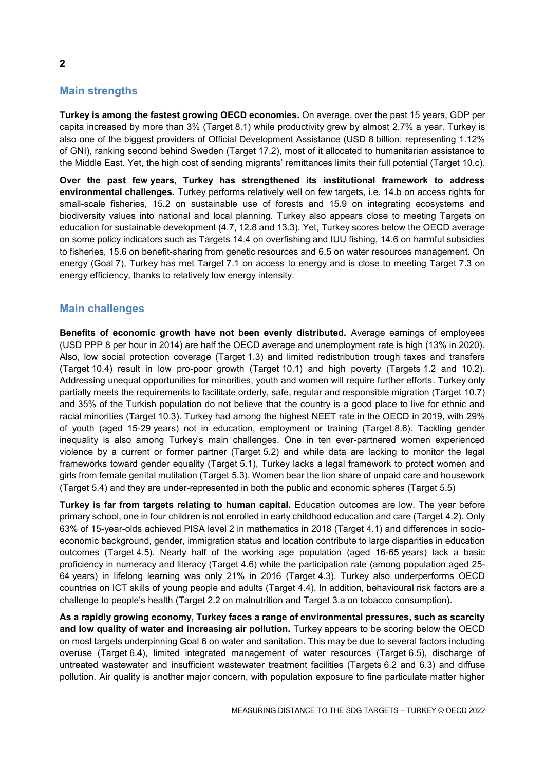## Main strengths

**Turkey is among the fastest growing OECD economies.** On average, over the past 15 years, GDP per capita increased by more than 3% (Target 8.1) while productivity grew by almost 2.7% a year. Turkey is also one of the biggest providers of Official Development Assistance (USD 8 billion, representing 1.12% of GNI), ranking second behind Sweden (Target 17.2), most of it allocated to humanitarian assistance to the Middle East. Yet, the high cost of sending migrants' remittances limits their full potential (Target 10.c).

**Over the past few years, Turkey has strengthened its institutional framework to address environmental challenges.** Turkey performs relatively well on few targets, i.e. 14.b on access rights for small-scale fisheries, 15.2 on sustainable use of forests and 15.9 on integrating ecosystems and biodiversity values into national and local planning. Turkey also appears close to meeting Targets on education for sustainable development (4.7, 12.8 and 13.3). Yet, Turkey scores below the OECD average on some policy indicators such as Targets 14.4 on overfishing and IUU fishing, 14.6 on harmful subsidies to fisheries, 15.6 on benefit-sharing from genetic resources and 6.5 on water resources management. On energy (Goal 7), Turkey has met Target 7.1 on access to energy and is close to meeting Target 7.3 on energy efficiency, thanks to relatively low energy intensity.

## Main challenges

**Benefits of economic growth have not been evenly distributed.** Average earnings of employees (USD PPP 8 per hour in 2014) are half the OECD average and unemployment rate is high (13% in 2020). Also, low social protection coverage (Target 1.3) and limited redistribution trough taxes and transfers (Target 10.4) result in low pro-poor growth (Target 10.1) and high poverty (Targets 1.2 and 10.2). Addressing unequal opportunities for minorities, youth and women will require further efforts. Turkey only partially meets the requirements to facilitate orderly, safe, regular and responsible migration (Target 10.7) and 35% of the Turkish population do not believe that the country is a good place to live for ethnic and racial minorities (Target 10.3). Turkey had among the highest NEET rate in the OECD in 2019, with 29% of youth (aged 15-29 years) not in education, employment or training (Target 8.6). Tackling gender inequality is also among Turkey's main challenges. One in ten ever-partnered women experienced violence by a current or former partner (Target 5.2) and while data are lacking to monitor the legal frameworks toward gender equality (Target 5.1), Turkey lacks a legal framework to protect women and girls from female genital mutilation (Target 5.3). Women bear the lion share of unpaid care and housework (Target 5.4) and they are under-represented in both the public and economic spheres (Target 5.5)

**Turkey is far from targets relating to human capital.** Education outcomes are low. The year before primary school, one in four children is not enrolled in early childhood education and care (Target 4.2). Only 63% of 15-year-olds achieved PISA level 2 in mathematics in 2018 (Target 4.1) and differences in socio-economic background, gender, immigration status and location contribute to large disparities in education outcomes (Target 4.5). Nearly half of the working age population (aged 16-65 years) lack a basic proficiency in numeracy and literacy (Target 4.6) while the participation rate (among population aged 25-64 years) in lifelong learning was only 21% in 2016 (Target 4.3). Turkey also underperforms OECD countries on ICT skills of young people and adults (Target 4.4). In addition, behavioural risk factors are a challenge to people's health (Target 2.2 on malnutrition and Target 3.a on tobacco consumption).

**As a rapidly growing economy, Turkey faces a range of environmental pressures, such as scarcity and low quality of water and increasing air pollution.** Turkey appears to be scoring below the OECD on most targets underpinning Goal 6 on water and sanitation. This may be due to several factors including overuse (Target 6.4), limited integrated management of water resources (Target 6.5), discharge of untreated wastewater and insufficient wastewater treatment facilities (Targets 6.2 and 6.3) and diffuse pollution. Air quality is another major concern, with population exposure to fine particulate matter higher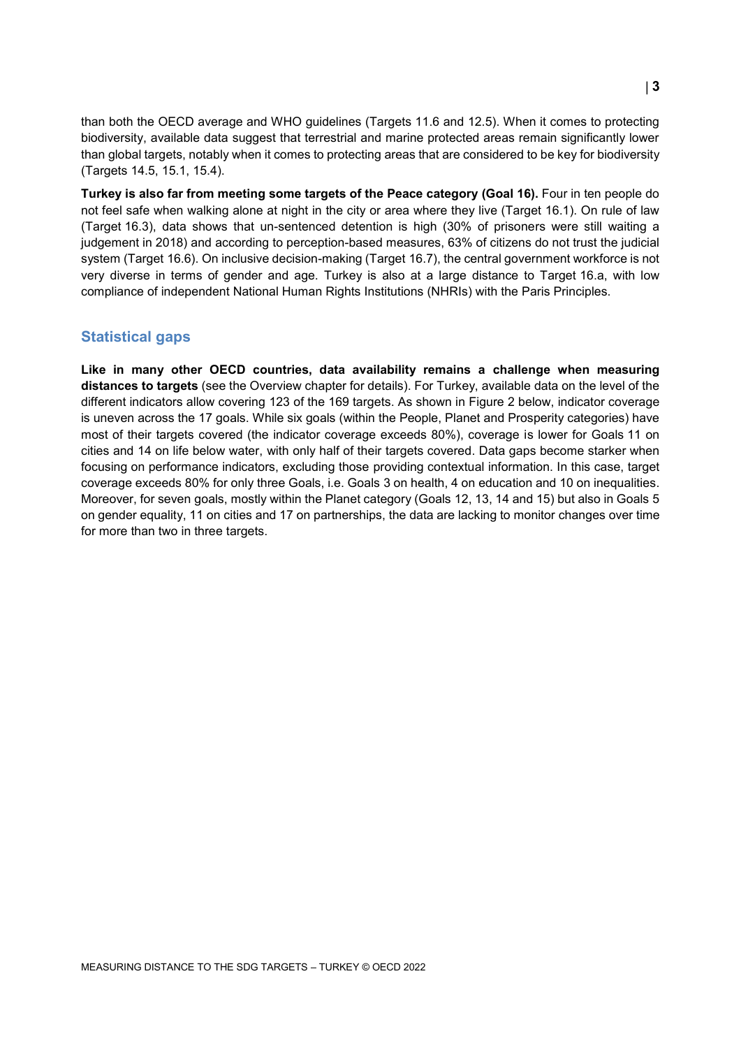than both the OECD average and WHO guidelines (Targets 11.6 and 12.5). When it comes to protecting biodiversity, available data suggest that terrestrial and marine protected areas remain significantly lower than global targets, notably when it comes to protecting areas that are considered to be key for biodiversity (Targets 14.5, 15.1, 15.4).

**Turkey is also far from meeting some targets of the Peace category (Goal 16).** Four in ten people do not feel safe when walking alone at night in the city or area where they live (Target 16.1). On rule of law (Target 16.3), data shows that un-sentenced detention is high (30% of prisoners were still waiting a judgement in 2018) and according to perception-based measures, 63% of citizens do not trust the judicial system (Target 16.6). On inclusive decision-making (Target 16.7), the central government workforce is not very diverse in terms of gender and age. Turkey is also at a large distance to Target 16.a, with low compliance of independent National Human Rights Institutions (NHRIs) with the Paris Principles.

## Statistical gaps

**Like in many other OECD countries, data availability remains a challenge when measuring distances to targets** (see the Overview chapter for details). For Turkey, available data on the level of the different indicators allow covering 123 of the 169 targets. As shown in Figure 2 below, indicator coverage is uneven across the 17 goals. While six goals (within the People, Planet and Prosperity categories) have most of their targets covered (the indicator coverage exceeds 80%), coverage is lower for Goals 11 on cities and 14 on life below water, with only half of their targets covered. Data gaps become starker when focusing on performance indicators, excluding those providing contextual information. In this case, target coverage exceeds 80% for only three Goals, i.e. Goals 3 on health, 4 on education and 10 on inequalities. Moreover, for seven goals, mostly within the Planet category (Goals 12, 13, 14 and 15) but also in Goals 5 on gender equality, 11 on cities and 17 on partnerships, the data are lacking to monitor changes over time for more than two in three targets.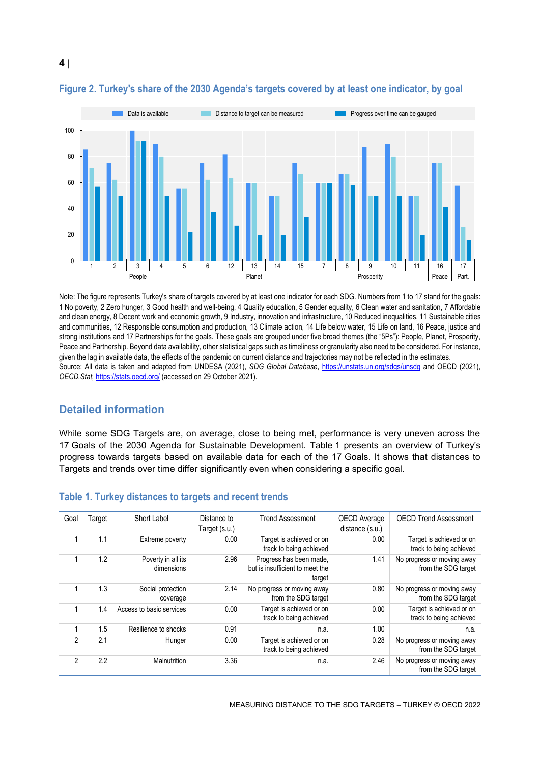## Figure 2. Turkey's share of the 2030 Agenda's targets covered by at least one indicator, by goal

Note: The figure represents Turkey's share of targets covered by at least one indicator for each SDG. Numbers from 1 to 17 stand for the goals: 1 No poverty, 2 Zero hunger, 3 Good health and well-being, 4 Quality education, 5 Gender equality, 6 Clean water and sanitation, 7 Affordable and clean energy, 8 Decent work and economic growth, 9 Industry, innovation and infrastructure, 10 Reduced inequalities, 11 Sustainable cities and communities, 12 Responsible consumption and production, 13 Climate action, 14 Life below water, 15 Life on land, 16 Peace, justice and strong institutions and 17 Partnerships for the goals. These goals are grouped under five broad themes (the "5Ps"): People, Planet, Prosperity, Peace and Partnership. Beyond data availability, other statistical gaps such as timeliness or granularity also need to be considered. For instance, given the lag in available data, the effects of the pandemic on current distance and trajectories may not be reflected in the estimates.

Source: All data is taken and adapted from UNDESA (2021), *SDG Global Database*, https://unstats.un.org/sdgs/unsdg and OECD (2021), *OECD.Stat*, https://stats.oecd.org/ (accessed on 29 October 2021).

## Detailed information

While some SDG Targets are, on average, close to being met, performance is very uneven across the 17 Goals of the 2030 Agenda for Sustainable Development. Table 1 presents an overview of Turkey's progress towards targets based on available data for each of the 17 Goals. It shows that distances to Targets and trends over time differ significantly even when considering a specific goal.

## Table 1. Turkey distances to targets and recent trends

| Goal | Target | Short Label | Distance to Target (s.u.) | Trend Assessment | OECD Average distance (s.u.) | OECD Trend Assessment |
|---|---|---|---|---|---|---|
| 1 | 1.1 | Extreme poverty | 0.00 | Target is achieved or on track to being achieved | 0.00 | Target is achieved or on track to being achieved |
| 1 | 1.2 | Poverty in all its dimensions | 2.96 | Progress has been made, but is insufficient to meet the target | 1.41 | No progress or moving away from the SDG target |
| 1 | 1.3 | Social protection coverage | 2.14 | No progress or moving away from the SDG target | 0.80 | No progress or moving away from the SDG target |
| 1 | 1.4 | Access to basic services | 0.00 | Target is achieved or on track to being achieved | 0.00 | Target is achieved or on track to being achieved |
| 1 | 1.5 | Resilience to shocks | 0.91 | n.a. | 1.00 | n.a. |
| 2 | 2.1 | Hunger | 0.00 | Target is achieved or on track to being achieved | 0.28 | No progress or moving away from the SDG target |
| 2 | 2.2 | Malnutrition | 3.36 | n.a. | 2.46 | No progress or moving away from the SDG target |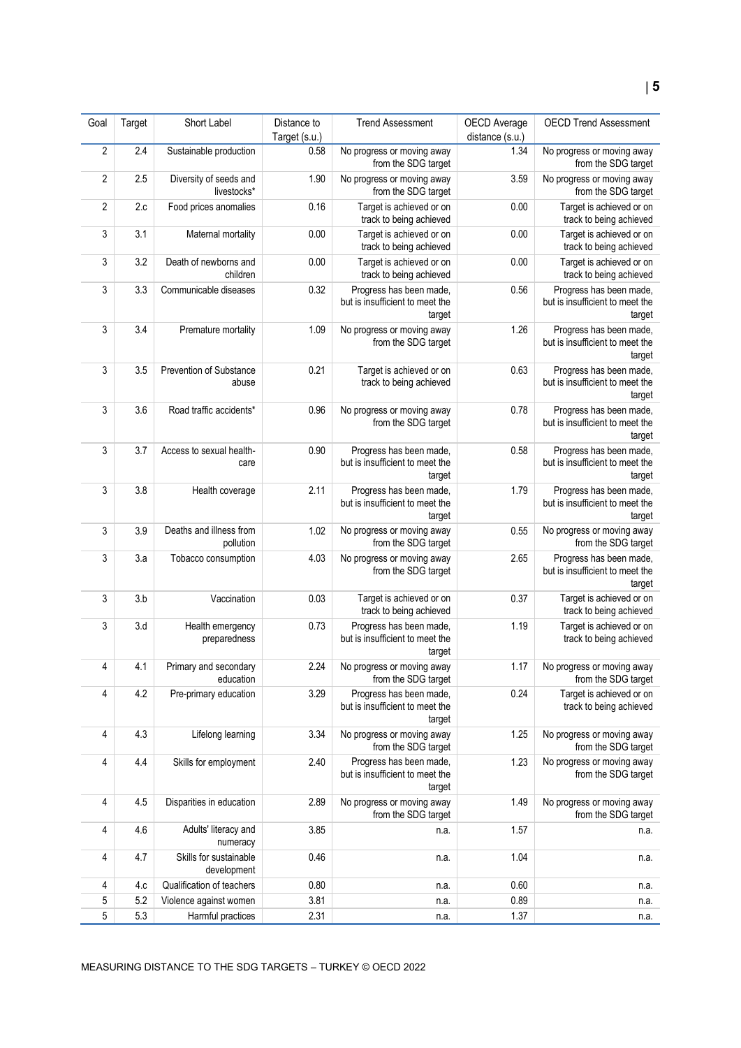| Goal | Target | Short Label | Distance to Target (s.u.) | Trend Assessment | OECD Average distance (s.u.) | OECD Trend Assessment |
|---|---|---|---|---|---|---|
| 2 | 2.4 | Sustainable production | 0.58 | No progress or moving away from the SDG target | 1.34 | No progress or moving away from the SDG target |
| 2 | 2.5 | Diversity of seeds and livestocks* | 1.90 | No progress or moving away from the SDG target | 3.59 | No progress or moving away from the SDG target |
| 2 | 2.c | Food prices anomalies | 0.16 | Target is achieved or on track to being achieved | 0.00 | Target is achieved or on track to being achieved |
| 3 | 3.1 | Maternal mortality | 0.00 | Target is achieved or on track to being achieved | 0.00 | Target is achieved or on track to being achieved |
| 3 | 3.2 | Death of newborns and children | 0.00 | Target is achieved or on track to being achieved | 0.00 | Target is achieved or on track to being achieved |
| 3 | 3.3 | Communicable diseases | 0.32 | Progress has been made, but is insufficient to meet the target | 0.56 | Progress has been made, but is insufficient to meet the target |
| 3 | 3.4 | Premature mortality | 1.09 | No progress or moving away from the SDG target | 1.26 | Progress has been made, but is insufficient to meet the target |
| 3 | 3.5 | Prevention of Substance abuse | 0.21 | Target is achieved or on track to being achieved | 0.63 | Progress has been made, but is insufficient to meet the target |
| 3 | 3.6 | Road traffic accidents* | 0.96 | No progress or moving away from the SDG target | 0.78 | Progress has been made, but is insufficient to meet the target |
| 3 | 3.7 | Access to sexual health-care | 0.90 | Progress has been made, but is insufficient to meet the target | 0.58 | Progress has been made, but is insufficient to meet the target |
| 3 | 3.8 | Health coverage | 2.11 | Progress has been made, but is insufficient to meet the target | 1.79 | Progress has been made, but is insufficient to meet the target |
| 3 | 3.9 | Deaths and illness from pollution | 1.02 | No progress or moving away from the SDG target | 0.55 | No progress or moving away from the SDG target |
| 3 | 3.a | Tobacco consumption | 4.03 | No progress or moving away from the SDG target | 2.65 | Progress has been made, but is insufficient to meet the target |
| 3 | 3.b | Vaccination | 0.03 | Target is achieved or on track to being achieved | 0.37 | Target is achieved or on track to being achieved |
| 3 | 3.d | Health emergency preparedness | 0.73 | Progress has been made, but is insufficient to meet the target | 1.19 | Target is achieved or on track to being achieved |
| 4 | 4.1 | Primary and secondary education | 2.24 | No progress or moving away from the SDG target | 1.17 | No progress or moving away from the SDG target |
| 4 | 4.2 | Pre-primary education | 3.29 | Progress has been made, but is insufficient to meet the target | 0.24 | Target is achieved or on track to being achieved |
| 4 | 4.3 | Lifelong learning | 3.34 | No progress or moving away from the SDG target | 1.25 | No progress or moving away from the SDG target |
| 4 | 4.4 | Skills for employment | 2.40 | Progress has been made, but is insufficient to meet the target | 1.23 | No progress or moving away from the SDG target |
| 4 | 4.5 | Disparities in education | 2.89 | No progress or moving away from the SDG target | 1.49 | No progress or moving away from the SDG target |
| 4 | 4.6 | Adults' literacy and numeracy | 3.85 | n.a. | 1.57 | n.a. |
| 4 | 4.7 | Skills for sustainable development | 0.46 | n.a. | 1.04 | n.a. |
| 4 | 4.c | Qualification of teachers | 0.80 | n.a. | 0.60 | n.a. |
| 5 | 5.2 | Violence against women | 3.81 | n.a. | 0.89 | n.a. |
| 5 | 5.3 | Harmful practices | 2.31 | n.a. | 1.37 | n.a. |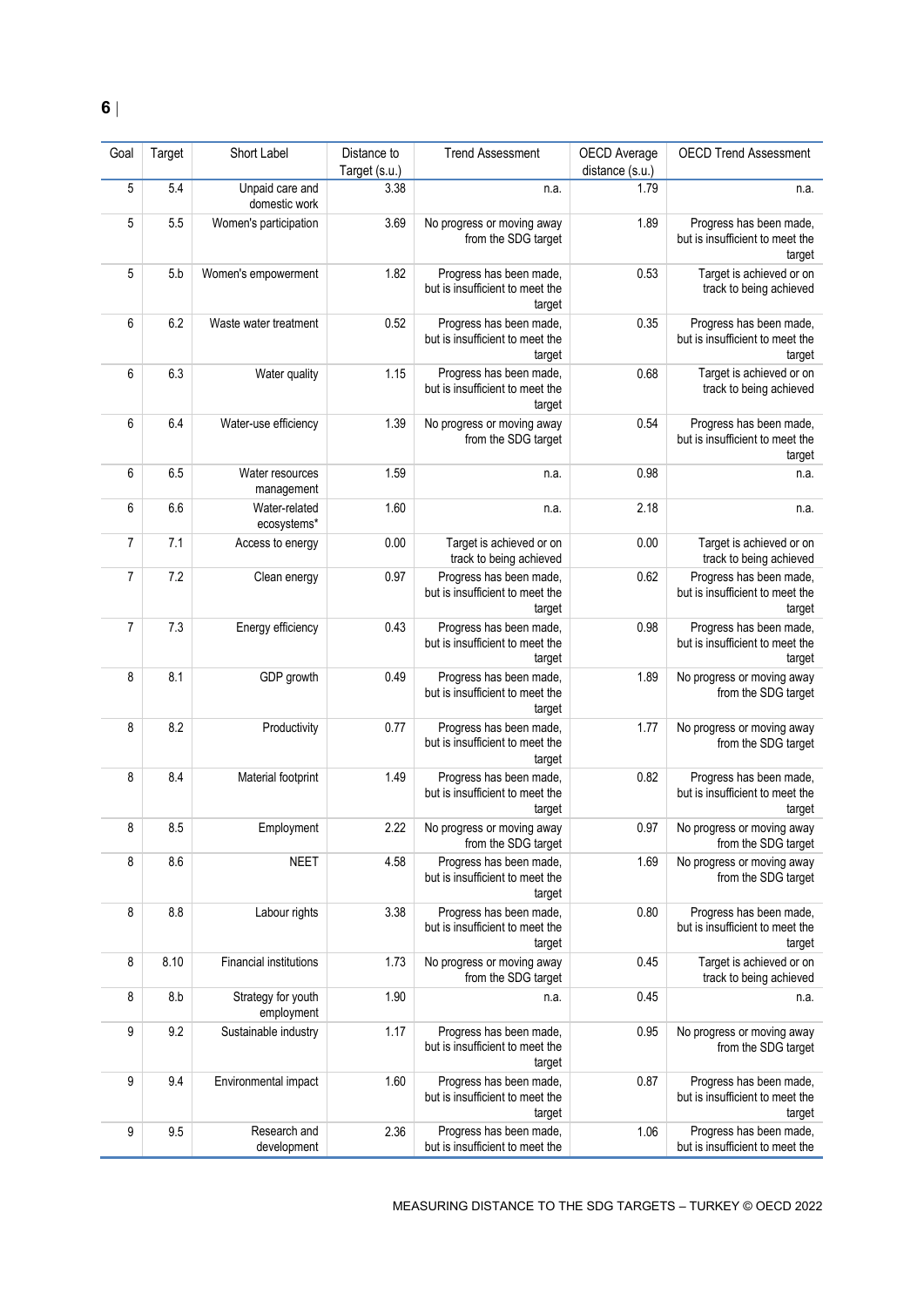| Goal | Target | Short Label | Distance to Target (s.u.) | Trend Assessment | OECD Average distance (s.u.) | OECD Trend Assessment |
|---|---|---|---|---|---|---|
| 5 | 5.4 | Unpaid care and domestic work | 3.38 | n.a. | 1.79 | n.a. |
| 5 | 5.5 | Women's participation | 3.69 | No progress or moving away from the SDG target | 1.89 | Progress has been made, but is insufficient to meet the target |
| 5 | 5.b | Women's empowerment | 1.82 | Progress has been made, but is insufficient to meet the target | 0.53 | Target is achieved or on track to being achieved |
| 6 | 6.2 | Waste water treatment | 0.52 | Progress has been made, but is insufficient to meet the target | 0.35 | Progress has been made, but is insufficient to meet the target |
| 6 | 6.3 | Water quality | 1.15 | Progress has been made, but is insufficient to meet the target | 0.68 | Target is achieved or on track to being achieved |
| 6 | 6.4 | Water-use efficiency | 1.39 | No progress or moving away from the SDG target | 0.54 | Progress has been made, but is insufficient to meet the target |
| 6 | 6.5 | Water resources management | 1.59 | n.a. | 0.98 | n.a. |
| 6 | 6.6 | Water-related ecosystems* | 1.60 | n.a. | 2.18 | n.a. |
| 7 | 7.1 | Access to energy | 0.00 | Target is achieved or on track to being achieved | 0.00 | Target is achieved or on track to being achieved |
| 7 | 7.2 | Clean energy | 0.97 | Progress has been made, but is insufficient to meet the target | 0.62 | Progress has been made, but is insufficient to meet the target |
| 7 | 7.3 | Energy efficiency | 0.43 | Progress has been made, but is insufficient to meet the target | 0.98 | Progress has been made, but is insufficient to meet the target |
| 8 | 8.1 | GDP growth | 0.49 | Progress has been made, but is insufficient to meet the target | 1.89 | No progress or moving away from the SDG target |
| 8 | 8.2 | Productivity | 0.77 | Progress has been made, but is insufficient to meet the target | 1.77 | No progress or moving away from the SDG target |
| 8 | 8.4 | Material footprint | 1.49 | Progress has been made, but is insufficient to meet the target | 0.82 | Progress has been made, but is insufficient to meet the target |
| 8 | 8.5 | Employment | 2.22 | No progress or moving away from the SDG target | 0.97 | No progress or moving away from the SDG target |
| 8 | 8.6 | NEET | 4.58 | Progress has been made, but is insufficient to meet the target | 1.69 | No progress or moving away from the SDG target |
| 8 | 8.8 | Labour rights | 3.38 | Progress has been made, but is insufficient to meet the target | 0.80 | Progress has been made, but is insufficient to meet the target |
| 8 | 8.10 | Financial institutions | 1.73 | No progress or moving away from the SDG target | 0.45 | Target is achieved or on track to being achieved |
| 8 | 8.b | Strategy for youth employment | 1.90 | n.a. | 0.45 | n.a. |
| 9 | 9.2 | Sustainable industry | 1.17 | Progress has been made, but is insufficient to meet the target | 0.95 | No progress or moving away from the SDG target |
| 9 | 9.4 | Environmental impact | 1.60 | Progress has been made, but is insufficient to meet the target | 0.87 | Progress has been made, but is insufficient to meet the target |
| 9 | 9.5 | Research and development | 2.36 | Progress has been made, but is insufficient to meet the | 1.06 | Progress has been made, but is insufficient to meet the |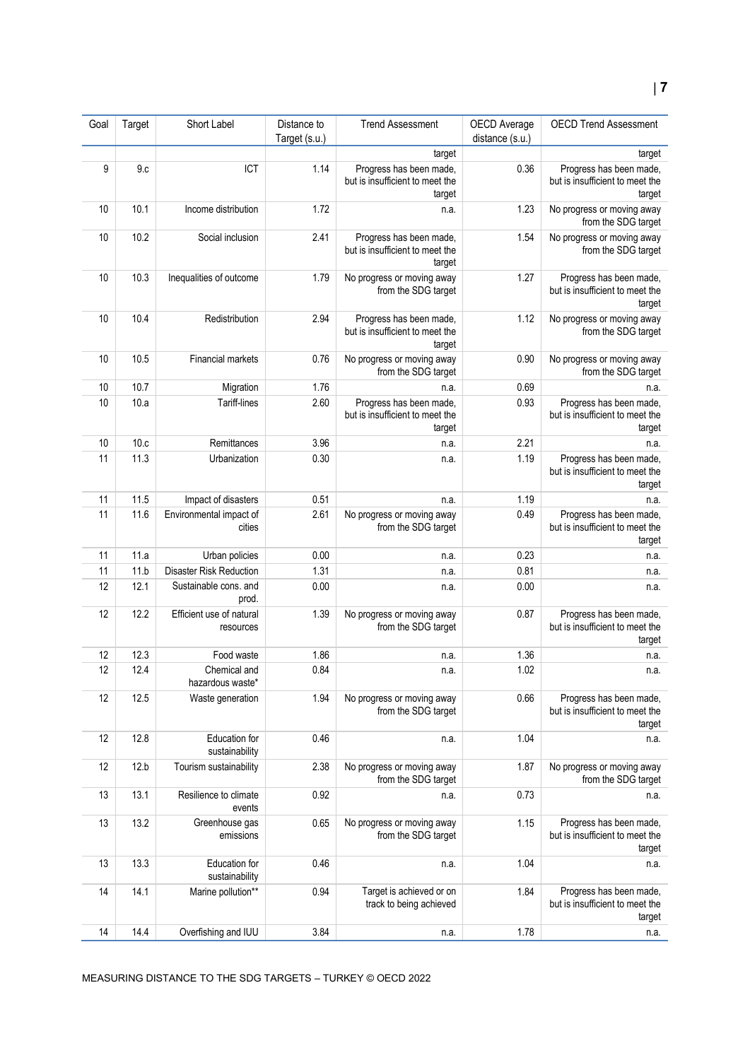| Goal | Target | Short Label | Distance to Target (s.u.) | Trend Assessment | OECD Average distance (s.u.) | OECD Trend Assessment |
|---|---|---|---|---|---|---|
| | | | | target | | target |
| 9 | 9.c | ICT | 1.14 | Progress has been made, but is insufficient to meet the target | 0.36 | Progress has been made, but is insufficient to meet the target |
| 10 | 10.1 | Income distribution | 1.72 | n.a. | 1.23 | No progress or moving away from the SDG target |
| 10 | 10.2 | Social inclusion | 2.41 | Progress has been made, but is insufficient to meet the target | 1.54 | No progress or moving away from the SDG target |
| 10 | 10.3 | Inequalities of outcome | 1.79 | No progress or moving away from the SDG target | 1.27 | Progress has been made, but is insufficient to meet the target |
| 10 | 10.4 | Redistribution | 2.94 | Progress has been made, but is insufficient to meet the target | 1.12 | No progress or moving away from the SDG target |
| 10 | 10.5 | Financial markets | 0.76 | No progress or moving away from the SDG target | 0.90 | No progress or moving away from the SDG target |
| 10 | 10.7 | Migration | 1.76 | n.a. | 0.69 | n.a. |
| 10 | 10.a | Tariff-lines | 2.60 | Progress has been made, but is insufficient to meet the target | 0.93 | Progress has been made, but is insufficient to meet the target |
| 10 | 10.c | Remittances | 3.96 | n.a. | 2.21 | n.a. |
| 11 | 11.3 | Urbanization | 0.30 | n.a. | 1.19 | Progress has been made, but is insufficient to meet the target |
| 11 | 11.5 | Impact of disasters | 0.51 | n.a. | 1.19 | n.a. |
| 11 | 11.6 | Environmental impact of cities | 2.61 | No progress or moving away from the SDG target | 0.49 | Progress has been made, but is insufficient to meet the target |
| 11 | 11.a | Urban policies | 0.00 | n.a. | 0.23 | n.a. |
| 11 | 11.b | Disaster Risk Reduction | 1.31 | n.a. | 0.81 | n.a. |
| 12 | 12.1 | Sustainable cons. and prod. | 0.00 | n.a. | 0.00 | n.a. |
| 12 | 12.2 | Efficient use of natural resources | 1.39 | No progress or moving away from the SDG target | 0.87 | Progress has been made, but is insufficient to meet the target |
| 12 | 12.3 | Food waste | 1.86 | n.a. | 1.36 | n.a. |
| 12 | 12.4 | Chemical and hazardous waste* | 0.84 | n.a. | 1.02 | n.a. |
| 12 | 12.5 | Waste generation | 1.94 | No progress or moving away from the SDG target | 0.66 | Progress has been made, but is insufficient to meet the target |
| 12 | 12.8 | Education for sustainability | 0.46 | n.a. | 1.04 | n.a. |
| 12 | 12.b | Tourism sustainability | 2.38 | No progress or moving away from the SDG target | 1.87 | No progress or moving away from the SDG target |
| 13 | 13.1 | Resilience to climate events | 0.92 | n.a. | 0.73 | n.a. |
| 13 | 13.2 | Greenhouse gas emissions | 0.65 | No progress or moving away from the SDG target | 1.15 | Progress has been made, but is insufficient to meet the target |
| 13 | 13.3 | Education for sustainability | 0.46 | n.a. | 1.04 | n.a. |
| 14 | 14.1 | Marine pollution** | 0.94 | Target is achieved or on track to being achieved | 1.84 | Progress has been made, but is insufficient to meet the target |
| 14 | 14.4 | Overfishing and IUU | 3.84 | n.a. | 1.78 | n.a. |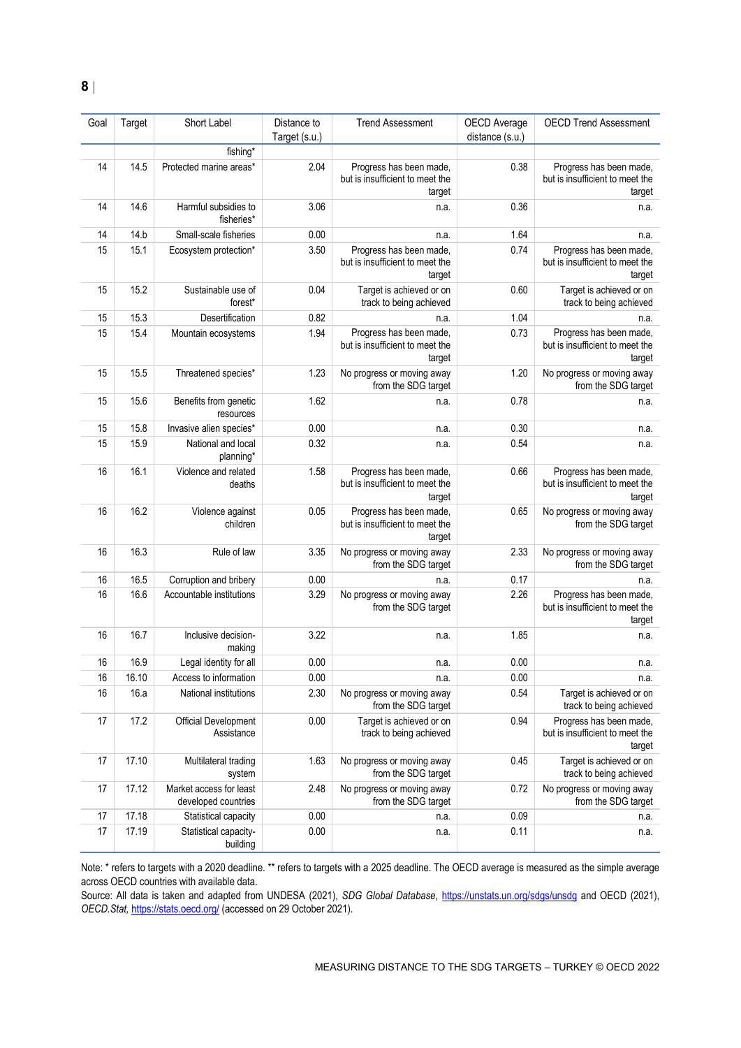| Goal | Target | Short Label | Distance to Target (s.u.) | Trend Assessment | OECD Average distance (s.u.) | OECD Trend Assessment |
|---|---|---|---|---|---|---|
| | | fishing* | | | | |
| 14 | 14.5 | Protected marine areas* | 2.04 | Progress has been made, but is insufficient to meet the target | 0.38 | Progress has been made, but is insufficient to meet the target |
| 14 | 14.6 | Harmful subsidies to fisheries* | 3.06 | n.a. | 0.36 | n.a. |
| 14 | 14.b | Small-scale fisheries | 0.00 | n.a. | 1.64 | n.a. |
| 15 | 15.1 | Ecosystem protection* | 3.50 | Progress has been made, but is insufficient to meet the target | 0.74 | Progress has been made, but is insufficient to meet the target |
| 15 | 15.2 | Sustainable use of forest* | 0.04 | Target is achieved or on track to being achieved | 0.60 | Target is achieved or on track to being achieved |
| 15 | 15.3 | Desertification | 0.82 | n.a. | 1.04 | n.a. |
| 15 | 15.4 | Mountain ecosystems | 1.94 | Progress has been made, but is insufficient to meet the target | 0.73 | Progress has been made, but is insufficient to meet the target |
| 15 | 15.5 | Threatened species* | 1.23 | No progress or moving away from the SDG target | 1.20 | No progress or moving away from the SDG target |
| 15 | 15.6 | Benefits from genetic resources | 1.62 | n.a. | 0.78 | n.a. |
| 15 | 15.8 | Invasive alien species* | 0.00 | n.a. | 0.30 | n.a. |
| 15 | 15.9 | National and local planning* | 0.32 | n.a. | 0.54 | n.a. |
| 16 | 16.1 | Violence and related deaths | 1.58 | Progress has been made, but is insufficient to meet the target | 0.66 | Progress has been made, but is insufficient to meet the target |
| 16 | 16.2 | Violence against children | 0.05 | Progress has been made, but is insufficient to meet the target | 0.65 | No progress or moving away from the SDG target |
| 16 | 16.3 | Rule of law | 3.35 | No progress or moving away from the SDG target | 2.33 | No progress or moving away from the SDG target |
| 16 | 16.5 | Corruption and bribery | 0.00 | n.a. | 0.17 | n.a. |
| 16 | 16.6 | Accountable institutions | 3.29 | No progress or moving away from the SDG target | 2.26 | Progress has been made, but is insufficient to meet the target |
| 16 | 16.7 | Inclusive decision-making | 3.22 | n.a. | 1.85 | n.a. |
| 16 | 16.9 | Legal identity for all | 0.00 | n.a. | 0.00 | n.a. |
| 16 | 16.10 | Access to information | 0.00 | n.a. | 0.00 | n.a. |
| 16 | 16.a | National institutions | 2.30 | No progress or moving away from the SDG target | 0.54 | Target is achieved or on track to being achieved |
| 17 | 17.2 | Official Development Assistance | 0.00 | Target is achieved or on track to being achieved | 0.94 | Progress has been made, but is insufficient to meet the target |
| 17 | 17.10 | Multilateral trading system | 1.63 | No progress or moving away from the SDG target | 0.45 | Target is achieved or on track to being achieved |
| 17 | 17.12 | Market access for least developed countries | 2.48 | No progress or moving away from the SDG target | 0.72 | No progress or moving away from the SDG target |
| 17 | 17.18 | Statistical capacity | 0.00 | n.a. | 0.09 | n.a. |
| 17 | 17.19 | Statistical capacity-building | 0.00 | n.a. | 0.11 | n.a. |

Note: * refers to targets with a 2020 deadline. ** refers to targets with a 2025 deadline. The OECD average is measured as the simple average across OECD countries with available data.

Source: All data is taken and adapted from UNDESA (2021), *SDG Global Database*, https://unstats.un.org/sdgs/unsdg and OECD (2021), *OECD.Stat*, https://stats.oecd.org/ (accessed on 29 October 2021).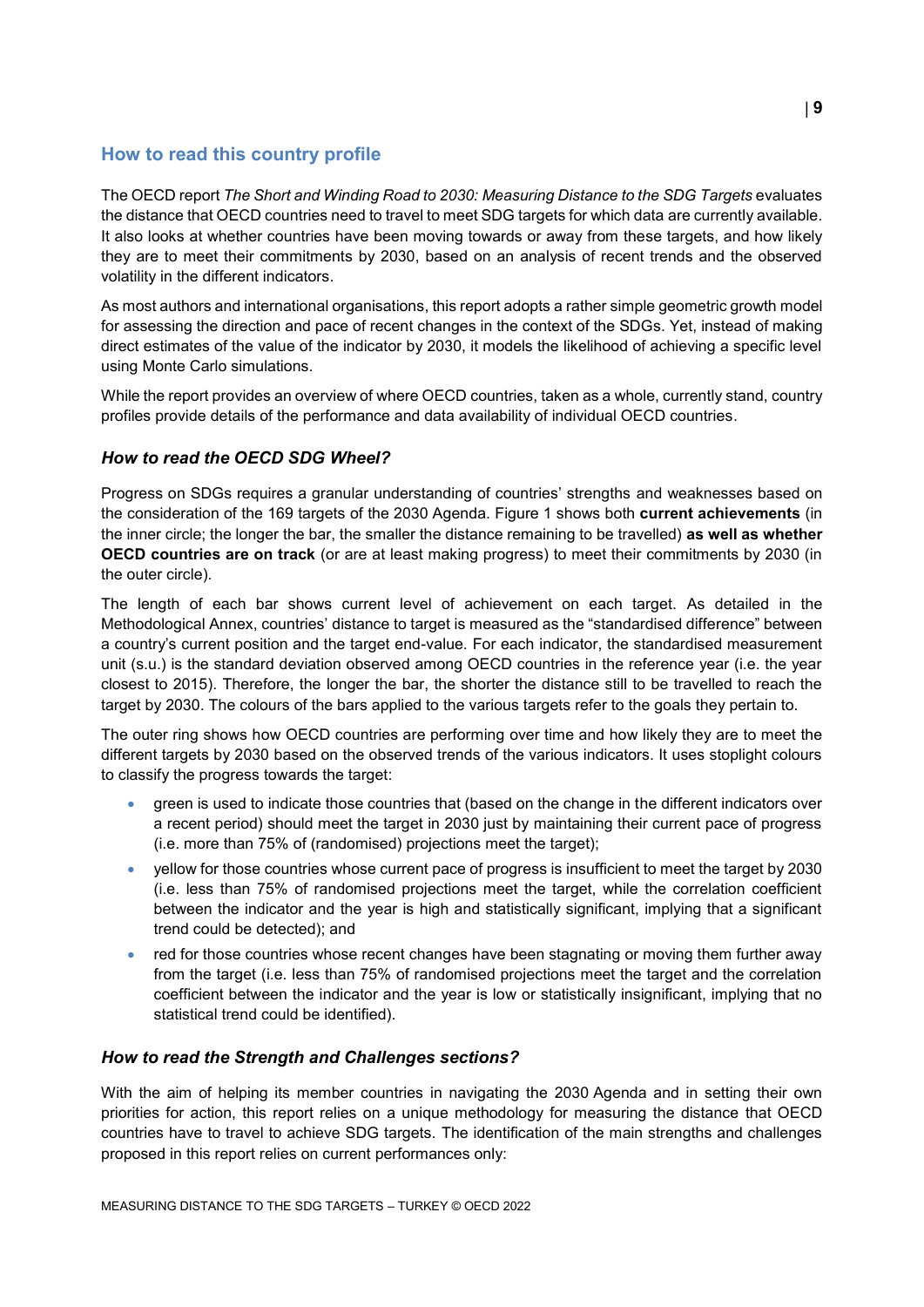## How to read this country profile

The OECD report *The Short and Winding Road to 2030: Measuring Distance to the SDG Targets* evaluates the distance that OECD countries need to travel to meet SDG targets for which data are currently available. It also looks at whether countries have been moving towards or away from these targets, and how likely they are to meet their commitments by 2030, based on an analysis of recent trends and the observed volatility in the different indicators.

As most authors and international organisations, this report adopts a rather simple geometric growth model for assessing the direction and pace of recent changes in the context of the SDGs. Yet, instead of making direct estimates of the value of the indicator by 2030, it models the likelihood of achieving a specific level using Monte Carlo simulations.

While the report provides an overview of where OECD countries, taken as a whole, currently stand, country profiles provide details of the performance and data availability of individual OECD countries.

### *How to read the OECD SDG Wheel?*

Progress on SDGs requires a granular understanding of countries' strengths and weaknesses based on the consideration of the 169 targets of the 2030 Agenda. Figure 1 shows both **current achievements** (in the inner circle; the longer the bar, the smaller the distance remaining to be travelled) **as well as whether OECD countries are on track** (or are at least making progress) to meet their commitments by 2030 (in the outer circle).

The length of each bar shows current level of achievement on each target. As detailed in the Methodological Annex, countries' distance to target is measured as the "standardised difference" between a country's current position and the target end-value. For each indicator, the standardised measurement unit (s.u.) is the standard deviation observed among OECD countries in the reference year (i.e. the year closest to 2015). Therefore, the longer the bar, the shorter the distance still to be travelled to reach the target by 2030. The colours of the bars applied to the various targets refer to the goals they pertain to.

The outer ring shows how OECD countries are performing over time and how likely they are to meet the different targets by 2030 based on the observed trends of the various indicators. It uses stoplight colours to classify the progress towards the target:

- green is used to indicate those countries that (based on the change in the different indicators over a recent period) should meet the target in 2030 just by maintaining their current pace of progress (i.e. more than 75% of (randomised) projections meet the target);
- yellow for those countries whose current pace of progress is insufficient to meet the target by 2030 (i.e. less than 75% of randomised projections meet the target, while the correlation coefficient between the indicator and the year is high and statistically significant, implying that a significant trend could be detected); and
- red for those countries whose recent changes have been stagnating or moving them further away from the target (i.e. less than 75% of randomised projections meet the target and the correlation coefficient between the indicator and the year is low or statistically insignificant, implying that no statistical trend could be identified).

### *How to read the Strength and Challenges sections?*

With the aim of helping its member countries in navigating the 2030 Agenda and in setting their own priorities for action, this report relies on a unique methodology for measuring the distance that OECD countries have to travel to achieve SDG targets. The identification of the main strengths and challenges proposed in this report relies on current performances only: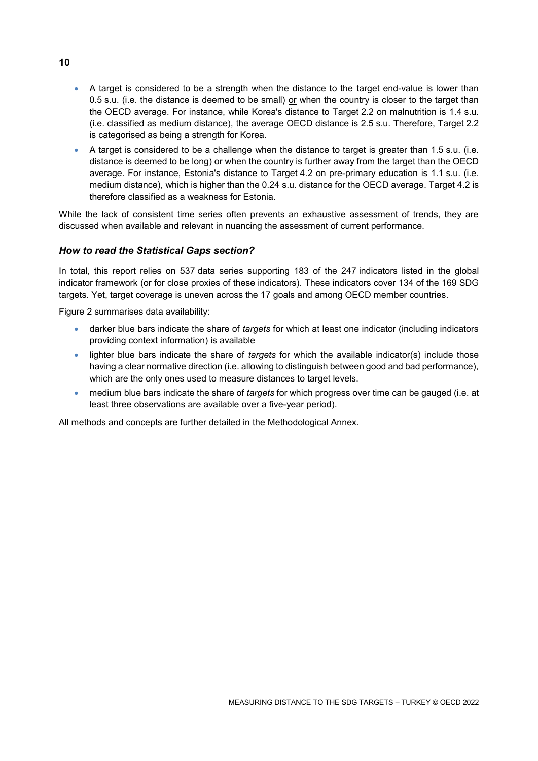- A target is considered to be a strength when the distance to the target end-value is lower than 0.5 s.u. (i.e. the distance is deemed to be small) or when the country is closer to the target than the OECD average. For instance, while Korea's distance to Target 2.2 on malnutrition is 1.4 s.u. (i.e. classified as medium distance), the average OECD distance is 2.5 s.u. Therefore, Target 2.2 is categorised as being a strength for Korea.
- A target is considered to be a challenge when the distance to target is greater than 1.5 s.u. (i.e. distance is deemed to be long) or when the country is further away from the target than the OECD average. For instance, Estonia's distance to Target 4.2 on pre-primary education is 1.1 s.u. (i.e. medium distance), which is higher than the 0.24 s.u. distance for the OECD average. Target 4.2 is therefore classified as a weakness for Estonia.

While the lack of consistent time series often prevents an exhaustive assessment of trends, they are discussed when available and relevant in nuancing the assessment of current performance.

### *How to read the Statistical Gaps section?*

In total, this report relies on 537 data series supporting 183 of the 247 indicators listed in the global indicator framework (or for close proxies of these indicators). These indicators cover 134 of the 169 SDG targets. Yet, target coverage is uneven across the 17 goals and among OECD member countries.

Figure 2 summarises data availability:

- darker blue bars indicate the share of *targets* for which at least one indicator (including indicators providing context information) is available
- lighter blue bars indicate the share of *targets* for which the available indicator(s) include those having a clear normative direction (i.e. allowing to distinguish between good and bad performance), which are the only ones used to measure distances to target levels.
- medium blue bars indicate the share of *targets* for which progress over time can be gauged (i.e. at least three observations are available over a five-year period).

All methods and concepts are further detailed in the Methodological Annex.